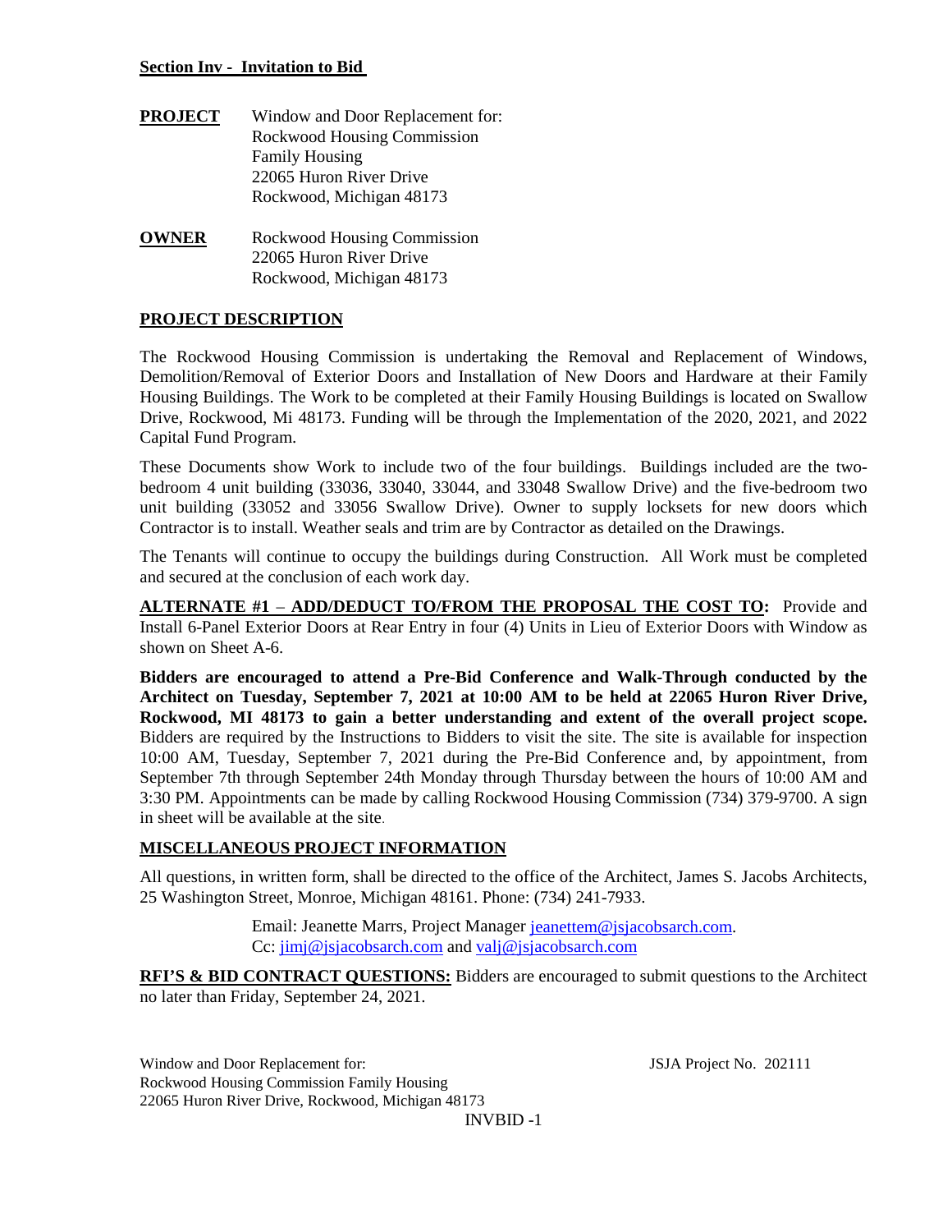## Section Inv - Invitation to Bid

**PROJECT** Window and Door Replacement for:
Rockwood Housing Commission
Family Housing
22065 Huron River Drive
Rockwood, Michigan 48173

**OWNER** Rockwood Housing Commission
22065 Huron River Drive
Rockwood, Michigan 48173

### PROJECT DESCRIPTION

The Rockwood Housing Commission is undertaking the Removal and Replacement of Windows, Demolition/Removal of Exterior Doors and Installation of New Doors and Hardware at their Family Housing Buildings. The Work to be completed at their Family Housing Buildings is located on Swallow Drive, Rockwood, Mi 48173. Funding will be through the Implementation of the 2020, 2021, and 2022 Capital Fund Program.

These Documents show Work to include two of the four buildings. Buildings included are the two-bedroom 4 unit building (33036, 33040, 33044, and 33048 Swallow Drive) and the five-bedroom two unit building (33052 and 33056 Swallow Drive). Owner to supply locksets for new doors which Contractor is to install. Weather seals and trim are by Contractor as detailed on the Drawings.

The Tenants will continue to occupy the buildings during Construction. All Work must be completed and secured at the conclusion of each work day.

**ALTERNATE #1 – ADD/DEDUCT TO/FROM THE PROPOSAL THE COST TO:** Provide and Install 6-Panel Exterior Doors at Rear Entry in four (4) Units in Lieu of Exterior Doors with Window as shown on Sheet A-6.

**Bidders are encouraged to attend a Pre-Bid Conference and Walk-Through conducted by the Architect on Tuesday, September 7, 2021 at 10:00 AM to be held at 22065 Huron River Drive, Rockwood, MI 48173 to gain a better understanding and extent of the overall project scope.** Bidders are required by the Instructions to Bidders to visit the site. The site is available for inspection 10:00 AM, Tuesday, September 7, 2021 during the Pre-Bid Conference and, by appointment, from September 7th through September 24th Monday through Thursday between the hours of 10:00 AM and 3:30 PM. Appointments can be made by calling Rockwood Housing Commission (734) 379-9700. A sign in sheet will be available at the site.

### MISCELLANEOUS PROJECT INFORMATION

All questions, in written form, shall be directed to the office of the Architect, James S. Jacobs Architects, 25 Washington Street, Monroe, Michigan 48161. Phone: (734) 241-7933.

Email: Jeanette Marrs, Project Manager jeanettem@jsjacobsarch.com.
Cc: jimj@jsjacobsarch.com and valj@jsjacobsarch.com

**RFI'S & BID CONTRACT QUESTIONS:** Bidders are encouraged to submit questions to the Architect no later than Friday, September 24, 2021.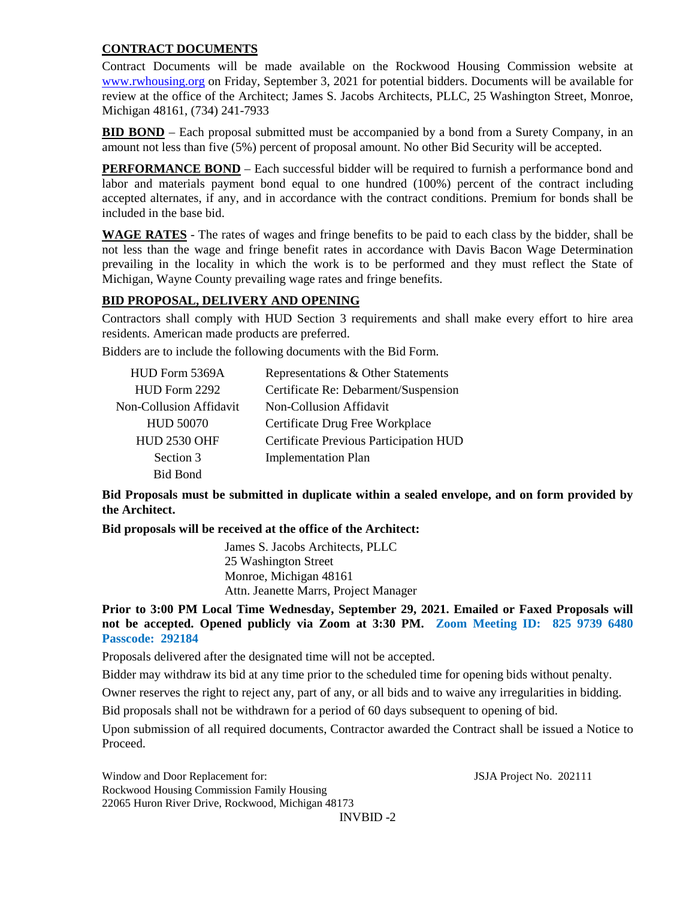## CONTRACT DOCUMENTS

Contract Documents will be made available on the Rockwood Housing Commission website at www.rwhousing.org on Friday, September 3, 2021 for potential bidders. Documents will be available for review at the office of the Architect; James S. Jacobs Architects, PLLC, 25 Washington Street, Monroe, Michigan 48161, (734) 241-7933

**BID BOND** – Each proposal submitted must be accompanied by a bond from a Surety Company, in an amount not less than five (5%) percent of proposal amount. No other Bid Security will be accepted.

**PERFORMANCE BOND** – Each successful bidder will be required to furnish a performance bond and labor and materials payment bond equal to one hundred (100%) percent of the contract including accepted alternates, if any, and in accordance with the contract conditions. Premium for bonds shall be included in the base bid.

**WAGE RATES** - The rates of wages and fringe benefits to be paid to each class by the bidder, shall be not less than the wage and fringe benefit rates in accordance with Davis Bacon Wage Determination prevailing in the locality in which the work is to be performed and they must reflect the State of Michigan, Wayne County prevailing wage rates and fringe benefits.

## BID PROPOSAL, DELIVERY AND OPENING

Contractors shall comply with HUD Section 3 requirements and shall make every effort to hire area residents. American made products are preferred.

Bidders are to include the following documents with the Bid Form.

| | |
|---|---|
| HUD Form 5369A | Representations & Other Statements |
| HUD Form 2292 | Certificate Re: Debarment/Suspension |
| Non-Collusion Affidavit | Non-Collusion Affidavit |
| HUD 50070 | Certificate Drug Free Workplace |
| HUD 2530 OHF | Certificate Previous Participation HUD |
| Section 3 | Implementation Plan |
| Bid Bond | |

**Bid Proposals must be submitted in duplicate within a sealed envelope, and on form provided by the Architect.**

**Bid proposals will be received at the office of the Architect:**

James S. Jacobs Architects, PLLC
25 Washington Street
Monroe, Michigan 48161
Attn. Jeanette Marrs, Project Manager

**Prior to 3:00 PM Local Time Wednesday, September 29, 2021. Emailed or Faxed Proposals will not be accepted. Opened publicly via Zoom at 3:30 PM. Zoom Meeting ID: 825 9739 6480 Passcode: 292184**

Proposals delivered after the designated time will not be accepted.

Bidder may withdraw its bid at any time prior to the scheduled time for opening bids without penalty.

Owner reserves the right to reject any, part of any, or all bids and to waive any irregularities in bidding.

Bid proposals shall not be withdrawn for a period of 60 days subsequent to opening of bid.

Upon submission of all required documents, Contractor awarded the Contract shall be issued a Notice to Proceed.

Window and Door Replacement for: JSJA Project No. 202111
Rockwood Housing Commission Family Housing
22065 Huron River Drive, Rockwood, Michigan 48173